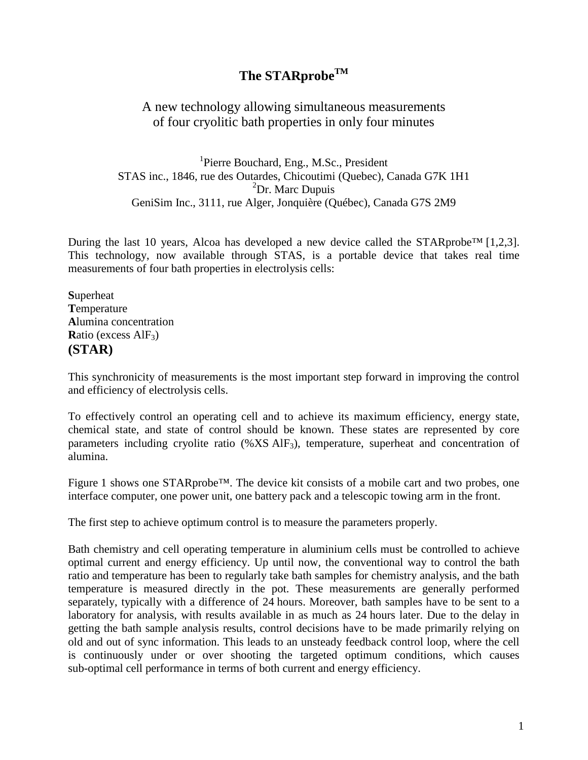# The STARprobe™

A new technology allowing simultaneous measurements of four cryolitic bath properties in only four minutes

[1]Pierre Bouchard, Eng., M.Sc., President
STAS inc., 1846, rue des Outardes, Chicoutimi (Quebec), Canada G7K 1H1
[2]Dr. Marc Dupuis
GeniSim Inc., 3111, rue Alger, Jonquière (Québec), Canada G7S 2M9

During the last 10 years, Alcoa has developed a new device called the STARprobe™ [1,2,3]. This technology, now available through STAS, is a portable device that takes real time measurements of four bath properties in electrolysis cells:

**S**uperheat
**T**emperature
**A**lumina concentration
**R**atio (excess $AlF_3$)
**(STAR)**

This synchronicity of measurements is the most important step forward in improving the control and efficiency of electrolysis cells.

To effectively control an operating cell and to achieve its maximum efficiency, energy state, chemical state, and state of control should be known. These states are represented by core parameters including cryolite ratio (%XS $AlF_3$), temperature, superheat and concentration of alumina.

Figure 1 shows one STARprobe™. The device kit consists of a mobile cart and two probes, one interface computer, one power unit, one battery pack and a telescopic towing arm in the front.

The first step to achieve optimum control is to measure the parameters properly.

Bath chemistry and cell operating temperature in aluminium cells must be controlled to achieve optimal current and energy efficiency. Up until now, the conventional way to control the bath ratio and temperature has been to regularly take bath samples for chemistry analysis, and the bath temperature is measured directly in the pot. These measurements are generally performed separately, typically with a difference of 24 hours. Moreover, bath samples have to be sent to a laboratory for analysis, with results available in as much as 24 hours later. Due to the delay in getting the bath sample analysis results, control decisions have to be made primarily relying on old and out of sync information. This leads to an unsteady feedback control loop, where the cell is continuously under or over shooting the targeted optimum conditions, which causes sub-optimal cell performance in terms of both current and energy efficiency.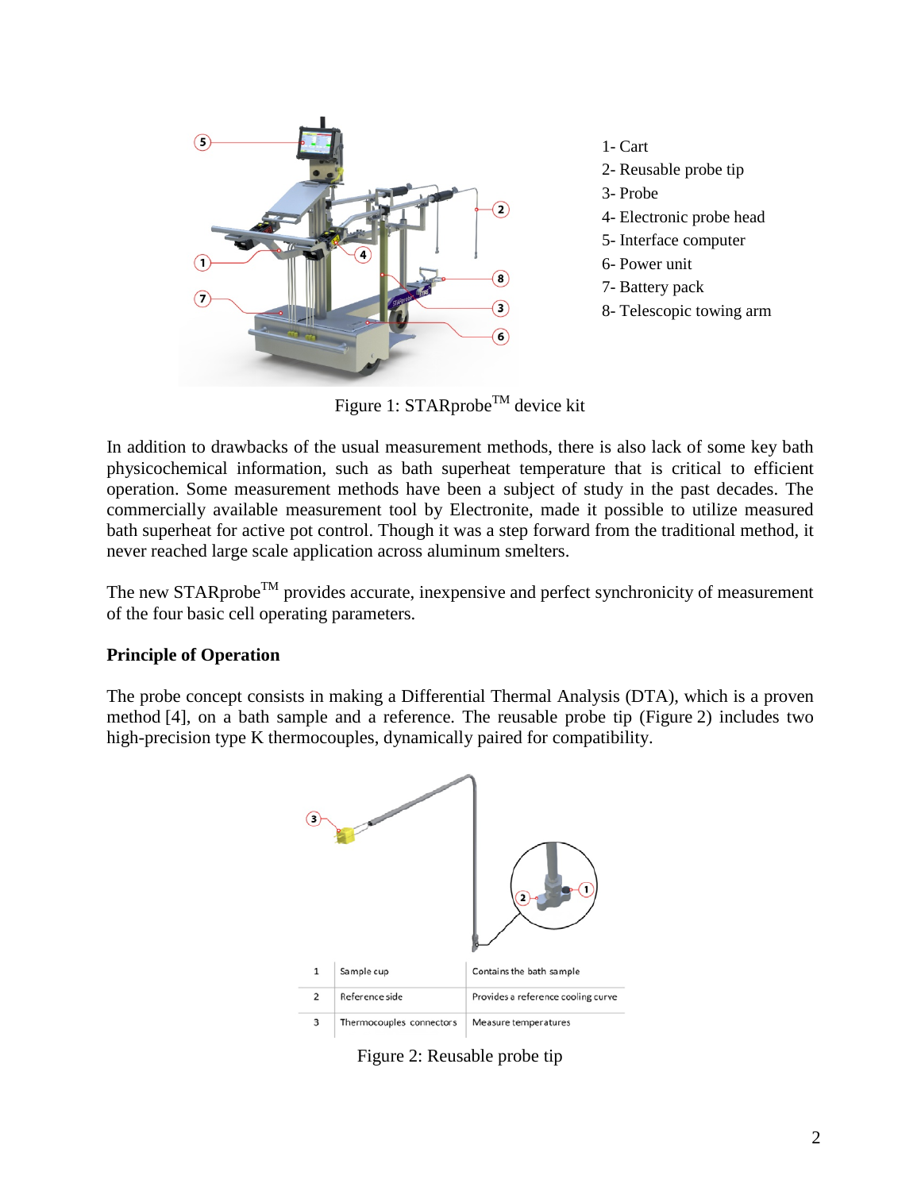1- Cart
2- Reusable probe tip
3- Probe
4- Electronic probe head
5- Interface computer
6- Power unit
7- Battery pack
8- Telescopic towing arm

Figure 1: STARprobe™ device kit

In addition to drawbacks of the usual measurement methods, there is also lack of some key bath physicochemical information, such as bath superheat temperature that is critical to efficient operation. Some measurement methods have been a subject of study in the past decades. The commercially available measurement tool by Electronite, made it possible to utilize measured bath superheat for active pot control. Though it was a step forward from the traditional method, it never reached large scale application across aluminum smelters.

The new STARprobe™ provides accurate, inexpensive and perfect synchronicity of measurement of the four basic cell operating parameters.

**Principle of Operation**

The probe concept consists in making a Differential Thermal Analysis (DTA), which is a proven method [4], on a bath sample and a reference. The reusable probe tip (Figure 2) includes two high-precision type K thermocouples, dynamically paired for compatibility.

| 1 | Sample cup | Contains the bath sample |
|---|---|---|
| 2 | Reference side | Provides a reference cooling curve |
| 3 | Thermocouples connectors | Measure temperatures |

Figure 2: Reusable probe tip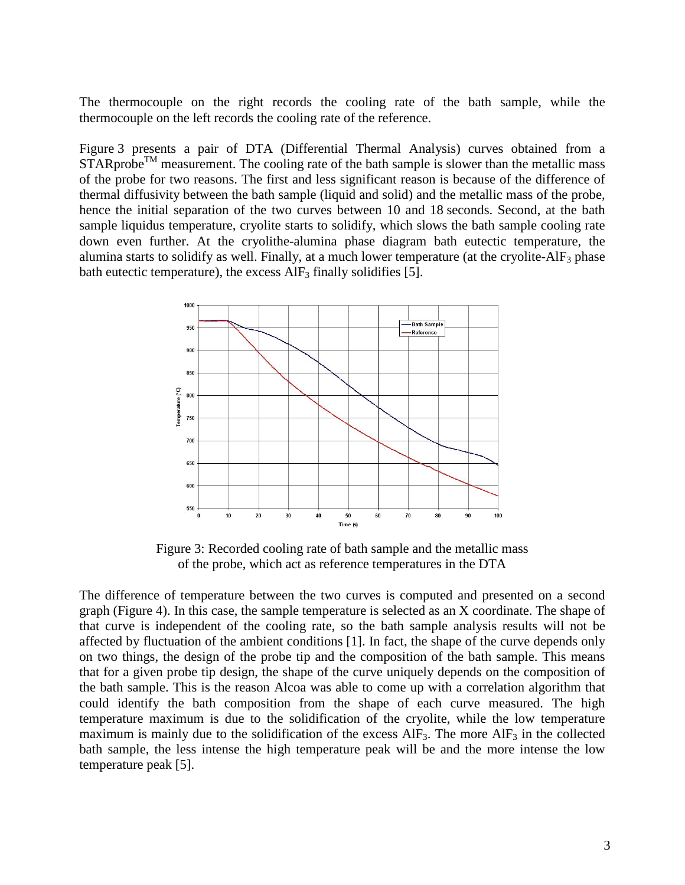The thermocouple on the right records the cooling rate of the bath sample, while the thermocouple on the left records the cooling rate of the reference.

Figure 3 presents a pair of DTA (Differential Thermal Analysis) curves obtained from a STARprobe™ measurement. The cooling rate of the bath sample is slower than the metallic mass of the probe for two reasons. The first and less significant reason is because of the difference of thermal diffusivity between the bath sample (liquid and solid) and the metallic mass of the probe, hence the initial separation of the two curves between 10 and 18 seconds. Second, at the bath sample liquidus temperature, cryolite starts to solidify, which slows the bath sample cooling rate down even further. At the cryolithe-alumina phase diagram bath eutectic temperature, the alumina starts to solidify as well. Finally, at a much lower temperature (at the cryolite-$AlF_3$ phase bath eutectic temperature), the excess $AlF_3$ finally solidifies [5].

Figure 3: Recorded cooling rate of bath sample and the metallic mass of the probe, which act as reference temperatures in the DTA

The difference of temperature between the two curves is computed and presented on a second graph (Figure 4). In this case, the sample temperature is selected as an X coordinate. The shape of that curve is independent of the cooling rate, so the bath sample analysis results will not be affected by fluctuation of the ambient conditions [1]. In fact, the shape of the curve depends only on two things, the design of the probe tip and the composition of the bath sample. This means that for a given probe tip design, the shape of the curve uniquely depends on the composition of the bath sample. This is the reason Alcoa was able to come up with a correlation algorithm that could identify the bath composition from the shape of each curve measured. The high temperature maximum is due to the solidification of the cryolite, while the low temperature maximum is mainly due to the solidification of the excess $AlF_3$. The more $AlF_3$ in the collected bath sample, the less intense the high temperature peak will be and the more intense the low temperature peak [5].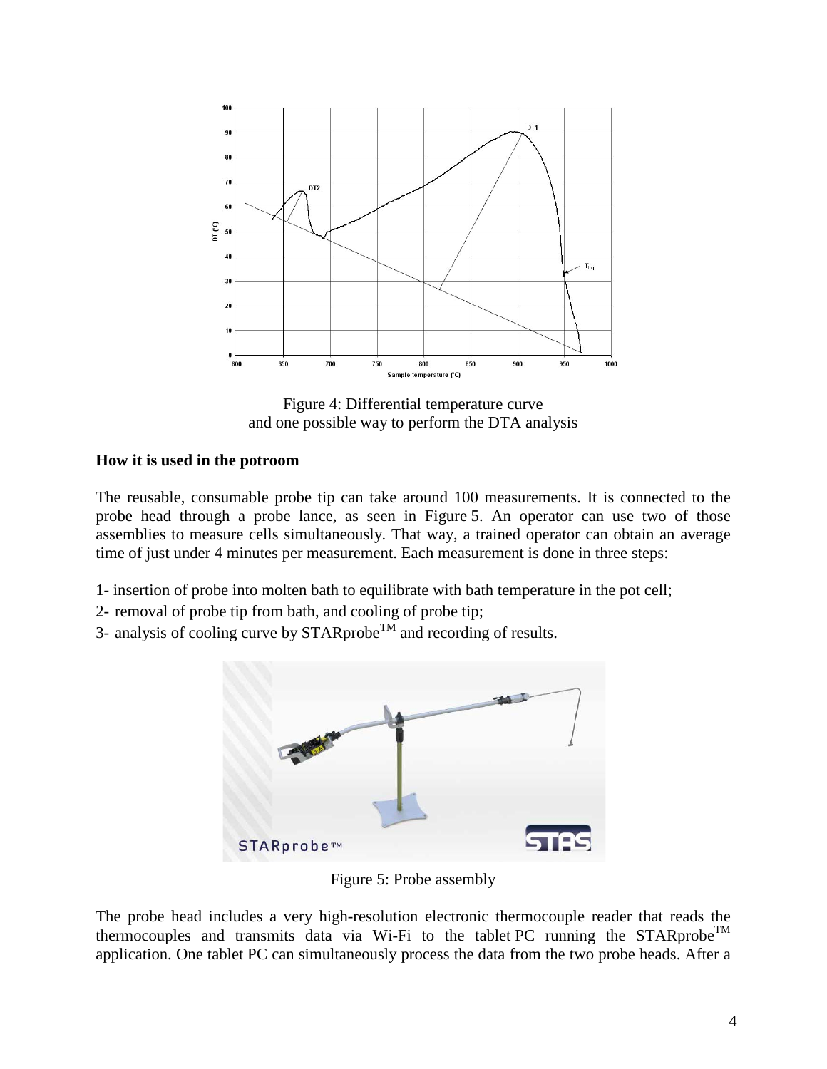Figure 4: Differential temperature curve
and one possible way to perform the DTA analysis

**How it is used in the potroom**

The reusable, consumable probe tip can take around 100 measurements. It is connected to the probe head through a probe lance, as seen in Figure 5. An operator can use two of those assemblies to measure cells simultaneously. That way, a trained operator can obtain an average time of just under 4 minutes per measurement. Each measurement is done in three steps:

1- insertion of probe into molten bath to equilibrate with bath temperature in the pot cell;
2- removal of probe tip from bath, and cooling of probe tip;
3- analysis of cooling curve by STARprobe$^{TM}$ and recording of results.

Figure 5: Probe assembly

The probe head includes a very high-resolution electronic thermocouple reader that reads the thermocouples and transmits data via Wi-Fi to the tablet PC running the STARprobe$^{TM}$ application. One tablet PC can simultaneously process the data from the two probe heads. After a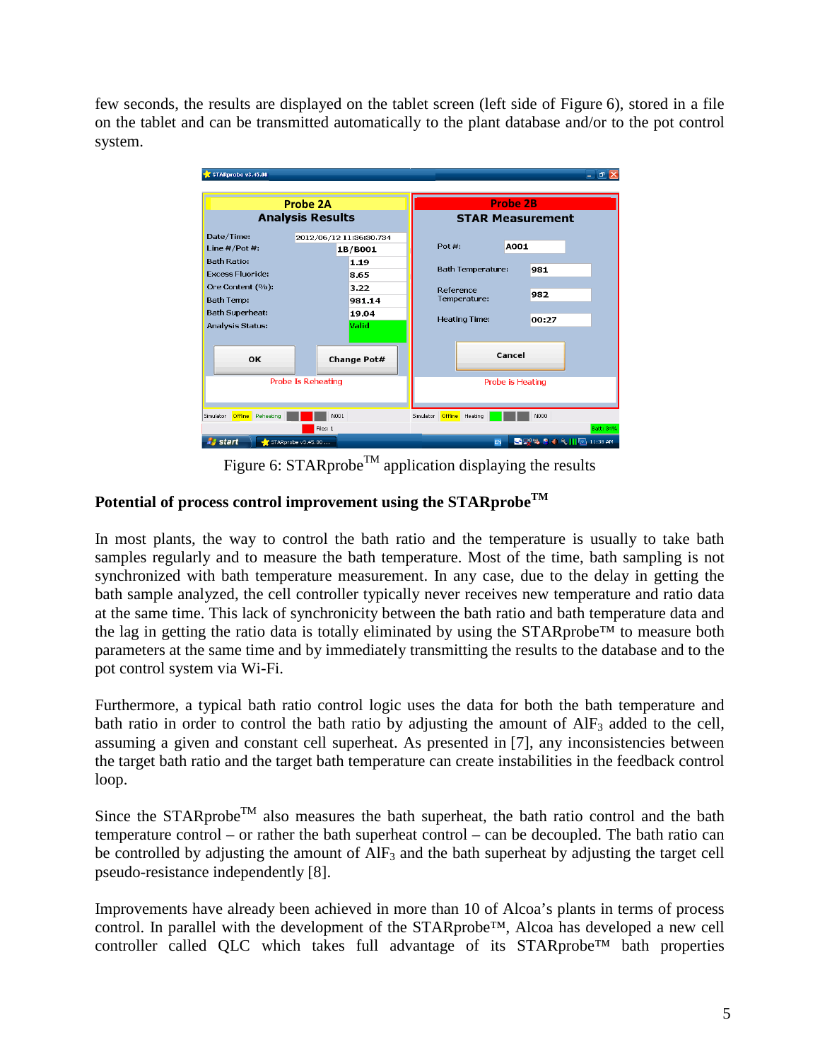few seconds, the results are displayed on the tablet screen (left side of Figure 6), stored in a file on the tablet and can be transmitted automatically to the plant database and/or to the pot control system.

Figure 6: STARprobe$^{TM}$ application displaying the results

## Potential of process control improvement using the STARprobe$^{TM}$

In most plants, the way to control the bath ratio and the temperature is usually to take bath samples regularly and to measure the bath temperature. Most of the time, bath sampling is not synchronized with bath temperature measurement. In any case, due to the delay in getting the bath sample analyzed, the cell controller typically never receives new temperature and ratio data at the same time. This lack of synchronicity between the bath ratio and bath temperature data and the lag in getting the ratio data is totally eliminated by using the STARprobe™ to measure both parameters at the same time and by immediately transmitting the results to the database and to the pot control system via Wi-Fi.

Furthermore, a typical bath ratio control logic uses the data for both the bath temperature and bath ratio in order to control the bath ratio by adjusting the amount of $AlF_3$ added to the cell, assuming a given and constant cell superheat. As presented in [7], any inconsistencies between the target bath ratio and the target bath temperature can create instabilities in the feedback control loop.

Since the STARprobe$^{TM}$ also measures the bath superheat, the bath ratio control and the bath temperature control – or rather the bath superheat control – can be decoupled. The bath ratio can be controlled by adjusting the amount of $AlF_3$ and the bath superheat by adjusting the target cell pseudo-resistance independently [8].

Improvements have already been achieved in more than 10 of Alcoa's plants in terms of process control. In parallel with the development of the STARprobe™, Alcoa has developed a new cell controller called QLC which takes full advantage of its STARprobe™ bath properties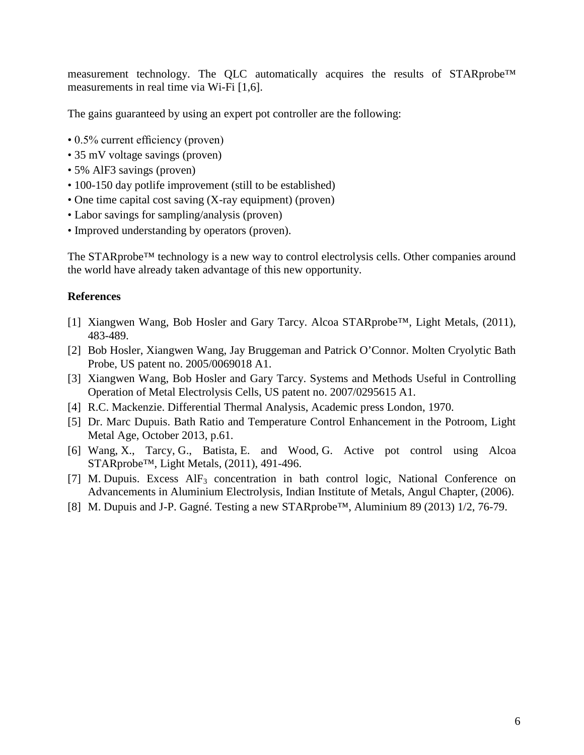measurement technology. The QLC automatically acquires the results of STARprobe™ measurements in real time via Wi-Fi [1,6].

The gains guaranteed by using an expert pot controller are the following:

- 0.5% current efficiency (proven)
- 35 mV voltage savings (proven)
- 5% AlF3 savings (proven)
- 100-150 day potlife improvement (still to be established)
- One time capital cost saving (X-ray equipment) (proven)
- Labor savings for sampling/analysis (proven)
- Improved understanding by operators (proven).

The STARprobe™ technology is a new way to control electrolysis cells. Other companies around the world have already taken advantage of this new opportunity.

## References

[1] Xiangwen Wang, Bob Hosler and Gary Tarcy. Alcoa STARprobe™, Light Metals, (2011), 483-489.

[2] Bob Hosler, Xiangwen Wang, Jay Bruggeman and Patrick O'Connor. Molten Cryolytic Bath Probe, US patent no. 2005/0069018 A1.

[3] Xiangwen Wang, Bob Hosler and Gary Tarcy. Systems and Methods Useful in Controlling Operation of Metal Electrolysis Cells, US patent no. 2007/0295615 A1.

[4] R.C. Mackenzie. Differential Thermal Analysis, Academic press London, 1970.

[5] Dr. Marc Dupuis. Bath Ratio and Temperature Control Enhancement in the Potroom, Light Metal Age, October 2013, p.61.

[6] Wang, X., Tarcy, G., Batista, E. and Wood, G. Active pot control using Alcoa STARprobe™, Light Metals, (2011), 491-496.

[7] M. Dupuis. Excess $AlF_3$ concentration in bath control logic, National Conference on Advancements in Aluminium Electrolysis, Indian Institute of Metals, Angul Chapter, (2006).

[8] M. Dupuis and J-P. Gagné. Testing a new STARprobe™, Aluminium 89 (2013) 1/2, 76-79.